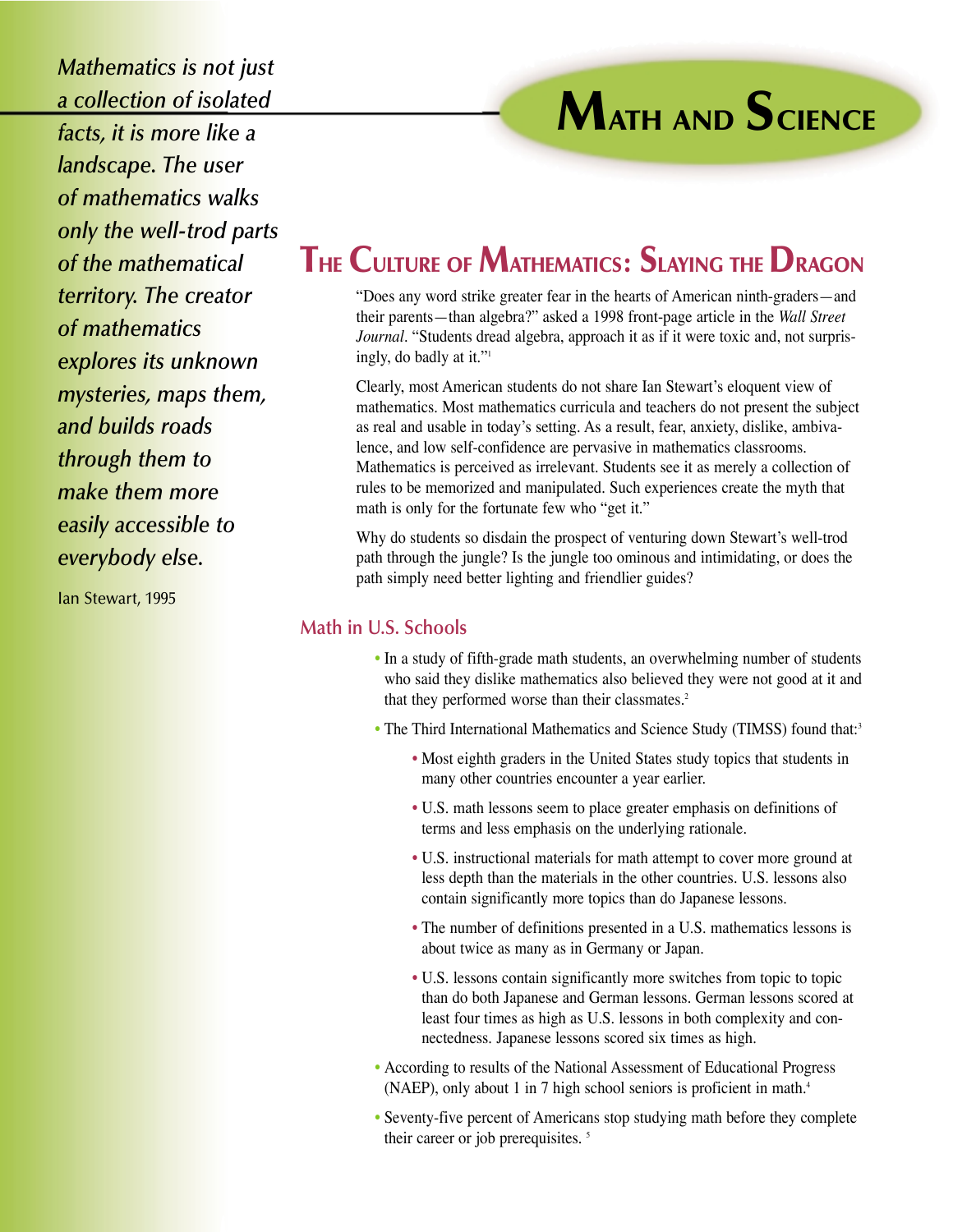# Math and Science

*Mathematics is not just a collection of isolated facts, it is more like a landscape. The user of mathematics walks only the well-trod parts of the mathematical territory. The creator of mathematics explores its unknown mysteries, maps them, and builds roads through them to make them more easily accessible to everybody else.*

Ian Stewart, 1995

## The Culture of Mathematics: Slaying the Dragon

"Does any word strike greater fear in the hearts of American ninth-graders—and their parents—than algebra?" asked a 1998 front-page article in the *Wall Street Journal*. "Students dread algebra, approach it as if it were toxic and, not surprisingly, do badly at it."[1]

Clearly, most American students do not share Ian Stewart's eloquent view of mathematics. Most mathematics curricula and teachers do not present the subject as real and usable in today's setting. As a result, fear, anxiety, dislike, ambivalence, and low self-confidence are pervasive in mathematics classrooms. Mathematics is perceived as irrelevant. Students see it as merely a collection of rules to be memorized and manipulated. Such experiences create the myth that math is only for the fortunate few who "get it."

Why do students so disdain the prospect of venturing down Stewart's well-trod path through the jungle? Is the jungle too ominous and intimidating, or does the path simply need better lighting and friendlier guides?

### Math in U.S. Schools

- In a study of fifth-grade math students, an overwhelming number of students who said they dislike mathematics also believed they were not good at it and that they performed worse than their classmates.[2]
- The Third International Mathematics and Science Study (TIMSS) found that:[3]
  - Most eighth graders in the United States study topics that students in many other countries encounter a year earlier.
  - U.S. math lessons seem to place greater emphasis on definitions of terms and less emphasis on the underlying rationale.
  - U.S. instructional materials for math attempt to cover more ground at less depth than the materials in the other countries. U.S. lessons also contain significantly more topics than do Japanese lessons.
  - The number of definitions presented in a U.S. mathematics lessons is about twice as many as in Germany or Japan.
  - U.S. lessons contain significantly more switches from topic to topic than do both Japanese and German lessons. German lessons scored at least four times as high as U.S. lessons in both complexity and connectedness. Japanese lessons scored six times as high.
- According to results of the National Assessment of Educational Progress (NAEP), only about 1 in 7 high school seniors is proficient in math.[4]
- Seventy-five percent of Americans stop studying math before they complete their career or job prerequisites.[5]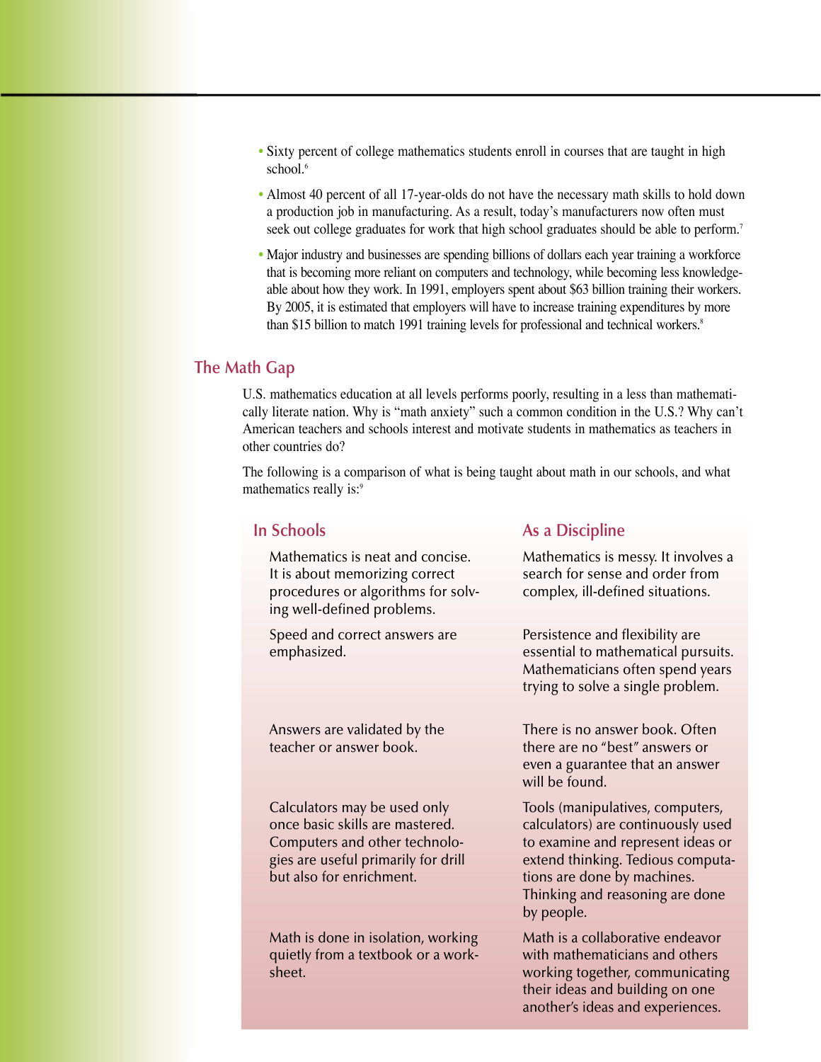- Sixty percent of college mathematics students enroll in courses that are taught in high school.[6]
- Almost 40 percent of all 17-year-olds do not have the necessary math skills to hold down a production job in manufacturing. As a result, today's manufacturers now often must seek out college graduates for work that high school graduates should be able to perform.[7]
- Major industry and businesses are spending billions of dollars each year training a workforce that is becoming more reliant on computers and technology, while becoming less knowledgeable about how they work. In 1991, employers spent about $63 billion training their workers. By 2005, it is estimated that employers will have to increase training expenditures by more than $15 billion to match 1991 training levels for professional and technical workers.[8]

## The Math Gap

U.S. mathematics education at all levels performs poorly, resulting in a less than mathematically literate nation. Why is "math anxiety" such a common condition in the U.S.? Why can't American teachers and schools interest and motivate students in mathematics as teachers in other countries do?

The following is a comparison of what is being taught about math in our schools, and what mathematics really is:[9]

| In Schools | As a Discipline |
| --- | --- |
| Mathematics is neat and concise. It is about memorizing correct procedures or algorithms for solving well-defined problems. | Mathematics is messy. It involves a search for sense and order from complex, ill-defined situations. |
| Speed and correct answers are emphasized. | Persistence and flexibility are essential to mathematical pursuits. Mathematicians often spend years trying to solve a single problem. |
| Answers are validated by the teacher or answer book. | There is no answer book. Often there are no "best" answers or even a guarantee that an answer will be found. |
| Calculators may be used only once basic skills are mastered. Computers and other technologies are useful primarily for drill but also for enrichment. | Tools (manipulatives, computers, calculators) are continuously used to examine and represent ideas or extend thinking. Tedious computations are done by machines. Thinking and reasoning are done by people. |
| Math is done in isolation, working quietly from a textbook or a worksheet. | Math is a collaborative endeavor with mathematicians and others working together, communicating their ideas and building on one another's ideas and experiences. |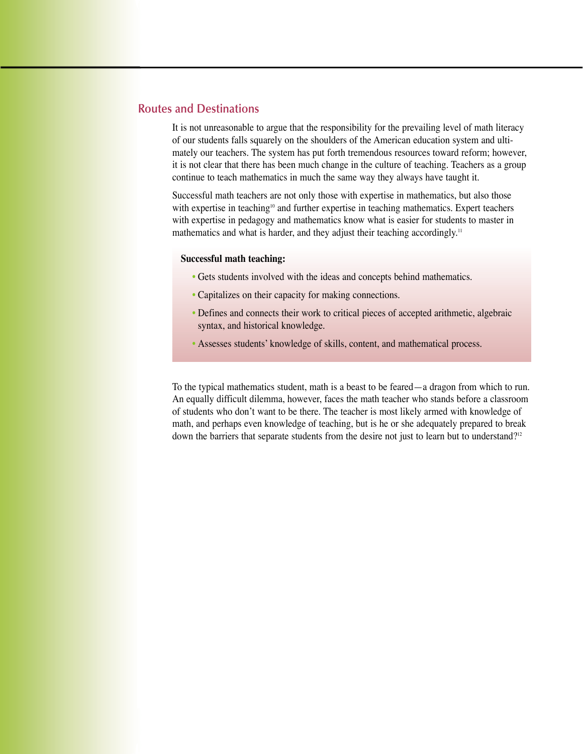## Routes and Destinations

It is not unreasonable to argue that the responsibility for the prevailing level of math literacy of our students falls squarely on the shoulders of the American education system and ultimately our teachers. The system has put forth tremendous resources toward reform; however, it is not clear that there has been much change in the culture of teaching. Teachers as a group continue to teach mathematics in much the same way they always have taught it.

Successful math teachers are not only those with expertise in mathematics, but also those with expertise in teaching[10] and further expertise in teaching mathematics. Expert teachers with expertise in pedagogy and mathematics know what is easier for students to master in mathematics and what is harder, and they adjust their teaching accordingly.[11]

**Successful math teaching:**

- Gets students involved with the ideas and concepts behind mathematics.
- Capitalizes on their capacity for making connections.
- Defines and connects their work to critical pieces of accepted arithmetic, algebraic syntax, and historical knowledge.
- Assesses students' knowledge of skills, content, and mathematical process.

To the typical mathematics student, math is a beast to be feared—a dragon from which to run. An equally difficult dilemma, however, faces the math teacher who stands before a classroom of students who don't want to be there. The teacher is most likely armed with knowledge of math, and perhaps even knowledge of teaching, but is he or she adequately prepared to break down the barriers that separate students from the desire not just to learn but to understand?[12]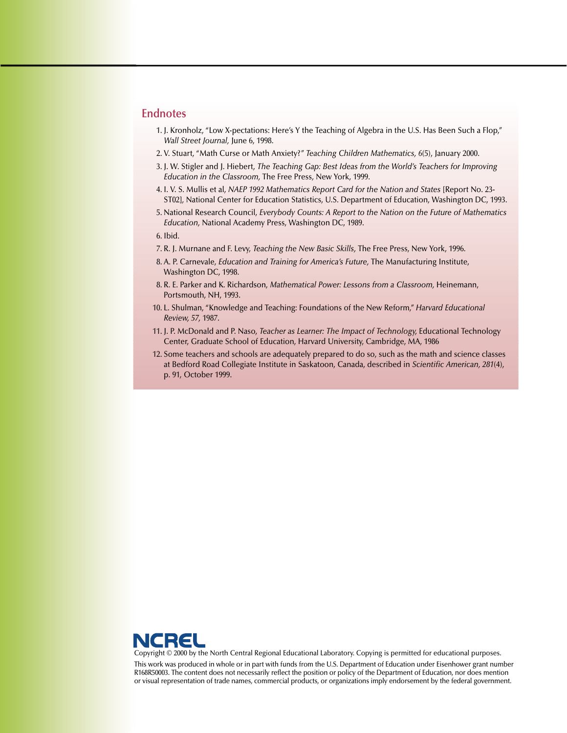## Endnotes

1. J. Kronholz, "Low X-pectations: Here's Y the Teaching of Algebra in the U.S. Has Been Such a Flop," *Wall Street Journal,* June 6, 1998.
2. V. Stuart, "Math Curse or Math Anxiety?" *Teaching Children Mathematics, 6*(5), January 2000.
3. J. W. Stigler and J. Hiebert, *The Teaching Gap: Best Ideas from the World's Teachers for Improving Education in the Classroom,* The Free Press, New York, 1999.
4. I. V. S. Mullis et al, *NAEP 1992 Mathematics Report Card for the Nation and States* [Report No. 23-ST02], National Center for Education Statistics, U.S. Department of Education, Washington DC, 1993.
5. National Research Council, *Everybody Counts: A Report to the Nation on the Future of Mathematics Education,* National Academy Press, Washington DC, 1989.
6. Ibid.
7. R. J. Murnane and F. Levy, *Teaching the New Basic Skills,* The Free Press, New York, 1996.
8. A. P. Carnevale, *Education and Training for America's Future,* The Manufacturing Institute, Washington DC, 1998.

8. R. E. Parker and K. Richardson, *Mathematical Power: Lessons from a Classroom,* Heinemann, Portsmouth, NH, 1993.

10. L. Shulman, "Knowledge and Teaching: Foundations of the New Reform," *Harvard Educational Review, 57,* 1987.
11. J. P. McDonald and P. Naso, *Teacher as Learner: The Impact of Technology,* Educational Technology Center, Graduate School of Education, Harvard University, Cambridge, MA, 1986
12. Some teachers and schools are adequately prepared to do so, such as the math and science classes at Bedford Road Collegiate Institute in Saskatoon, Canada, described in *Scientific American, 281*(4), p. 91, October 1999.

NCREL

Copyright © 2000 by the North Central Regional Educational Laboratory. Copying is permitted for educational purposes.

This work was produced in whole or in part with funds from the U.S. Department of Education under Eisenhower grant number R168R50003. The content does not necessarily reflect the position or policy of the Department of Education, nor does mention or visual representation of trade names, commercial products, or organizations imply endorsement by the federal government.